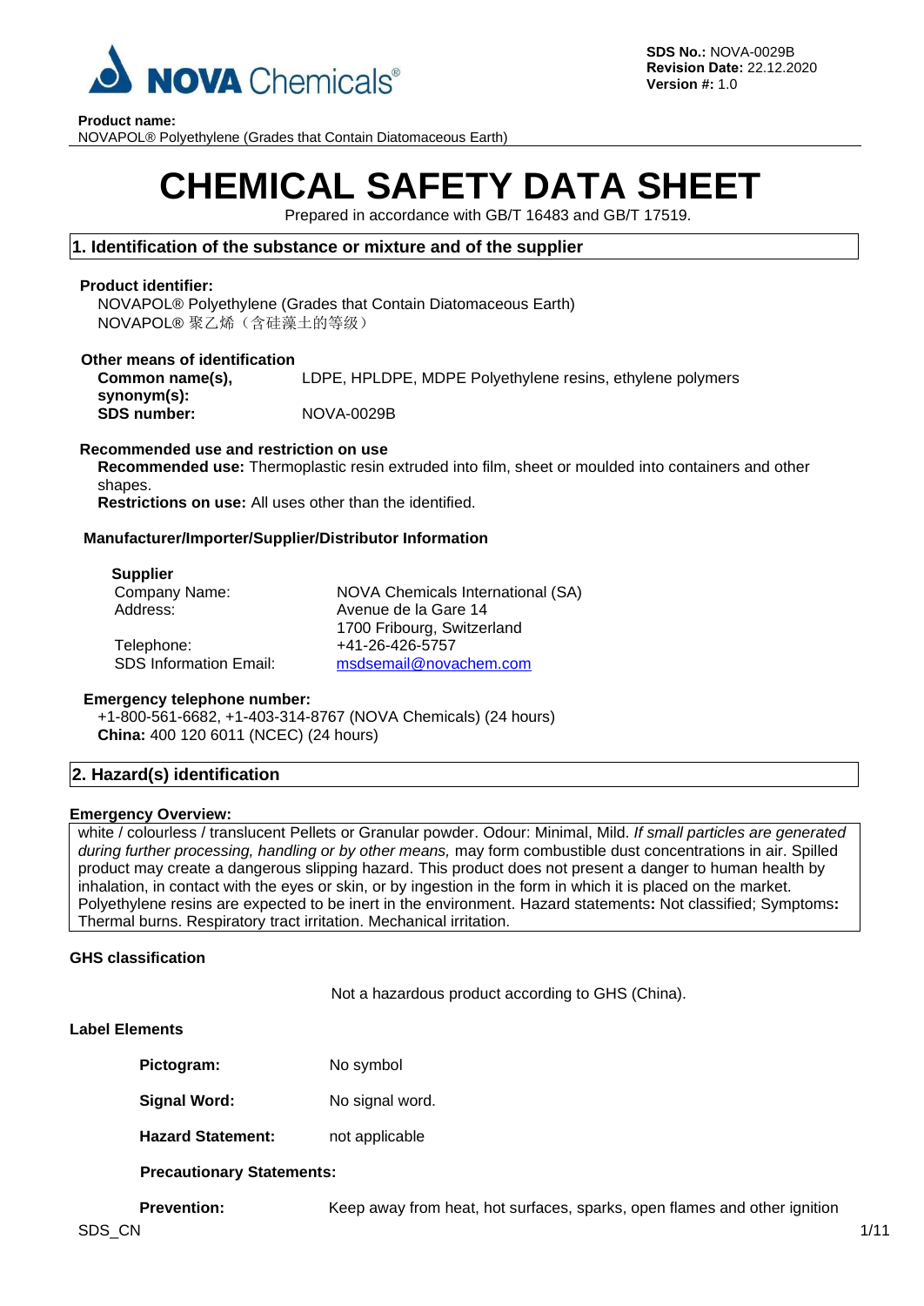**SDS No.:** NOVA-0029B
**Revision Date:** 22.12.2020
**Version #:** 1.0

**Product name:**
NOVAPOL® Polyethylene (Grades that Contain Diatomaceous Earth)

# CHEMICAL SAFETY DATA SHEET

Prepared in accordance with GB/T 16483 and GB/T 17519.

## 1. Identification of the substance or mixture and of the supplier

**Product identifier:**
NOVAPOL® Polyethylene (Grades that Contain Diatomaceous Earth)
NOVAPOL® 聚乙烯（含硅藻土的等级）

**Other means of identification**

| | |
|---|---|
| **Common name(s), synonym(s):** | LDPE, HPLDPE, MDPE Polyethylene resins, ethylene polymers |
| **SDS number:** | NOVA-0029B |

**Recommended use and restriction on use**
**Recommended use:** Thermoplastic resin extruded into film, sheet or moulded into containers and other shapes.
**Restrictions on use:** All uses other than the identified.

**Manufacturer/Importer/Supplier/Distributor Information**

**Supplier**

| | |
|---|---|
| Company Name: | NOVA Chemicals International (SA) |
| Address: | Avenue de la Gare 14<br>1700 Fribourg, Switzerland |
| Telephone: | +41-26-426-5757 |
| SDS Information Email: | msdsemail@novachem.com |

**Emergency telephone number:**
+1-800-561-6682, +1-403-314-8767 (NOVA Chemicals) (24 hours)
**China:** 400 120 6011 (NCEC) (24 hours)

## 2. Hazard(s) identification

**Emergency Overview:**
white / colourless / translucent Pellets or Granular powder. Odour: Minimal, Mild. *If small particles are generated during further processing, handling or by other means,* may form combustible dust concentrations in air. Spilled product may create a dangerous slipping hazard. This product does not present a danger to human health by inhalation, in contact with the eyes or skin, or by ingestion in the form in which it is placed on the market. Polyethylene resins are expected to be inert in the environment. Hazard statements**:** Not classified; Symptoms**:** Thermal burns. Respiratory tract irritation. Mechanical irritation.

**GHS classification**

Not a hazardous product according to GHS (China).

**Label Elements**

| | |
|---|---|
| **Pictogram:** | No symbol |
| **Signal Word:** | No signal word. |
| **Hazard Statement:** | not applicable |

**Precautionary Statements:**

**Prevention:** Keep away from heat, hot surfaces, sparks, open flames and other ignition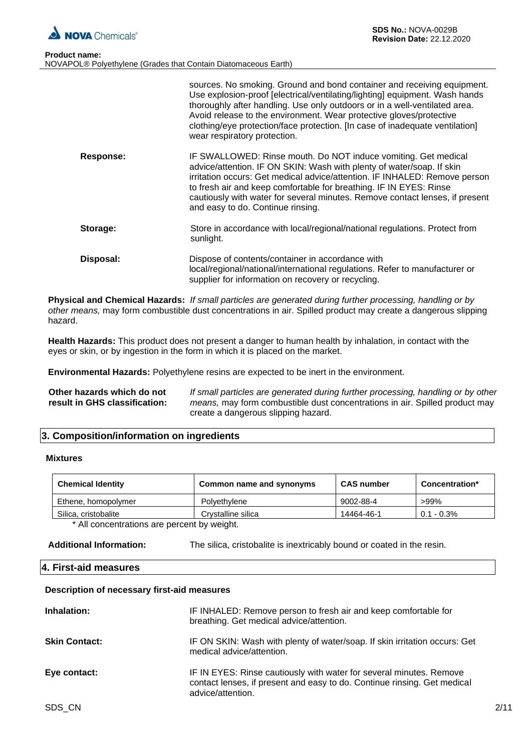sources. No smoking. Ground and bond container and receiving equipment. Use explosion-proof [electrical/ventilating/lighting] equipment. Wash hands thoroughly after handling. Use only outdoors or in a well-ventilated area. Avoid release to the environment. Wear protective gloves/protective clothing/eye protection/face protection. [In case of inadequate ventilation] wear respiratory protection.

**Response:** IF SWALLOWED: Rinse mouth. Do NOT induce vomiting. Get medical advice/attention. IF ON SKIN: Wash with plenty of water/soap. If skin irritation occurs: Get medical advice/attention. IF INHALED: Remove person to fresh air and keep comfortable for breathing. IF IN EYES: Rinse cautiously with water for several minutes. Remove contact lenses, if present and easy to do. Continue rinsing.

**Storage:** Store in accordance with local/regional/national regulations. Protect from sunlight.

**Disposal:** Dispose of contents/container in accordance with local/regional/national/international regulations. Refer to manufacturer or supplier for information on recovery or recycling.

**Physical and Chemical Hazards:** *If small particles are generated during further processing, handling or by other means,* may form combustible dust concentrations in air. Spilled product may create a dangerous slipping hazard.

**Health Hazards:** This product does not present a danger to human health by inhalation, in contact with the eyes or skin, or by ingestion in the form in which it is placed on the market.

**Environmental Hazards:** Polyethylene resins are expected to be inert in the environment.

**Other hazards which do not result in GHS classification:** *If small particles are generated during further processing, handling or by other means,* may form combustible dust concentrations in air. Spilled product may create a dangerous slipping hazard.

## 3. Composition/information on ingredients

### Mixtures

| Chemical Identity | Common name and synonyms | CAS number | Concentration* |
|---|---|---|---|
| Ethene, homopolymer | Polyethylene | 9002-88-4 | >99% |
| Silica, cristobalite | Crystalline silica | 14464-46-1 | 0.1 - 0.3% |

* All concentrations are percent by weight.

**Additional Information:** The silica, cristobalite is inextricably bound or coated in the resin.

## 4. First-aid measures

### Description of necessary first-aid measures

**Inhalation:** IF INHALED: Remove person to fresh air and keep comfortable for breathing. Get medical advice/attention.

**Skin Contact:** IF ON SKIN: Wash with plenty of water/soap. If skin irritation occurs: Get medical advice/attention.

**Eye contact:** IF IN EYES: Rinse cautiously with water for several minutes. Remove contact lenses, if present and easy to do. Continue rinsing. Get medical advice/attention.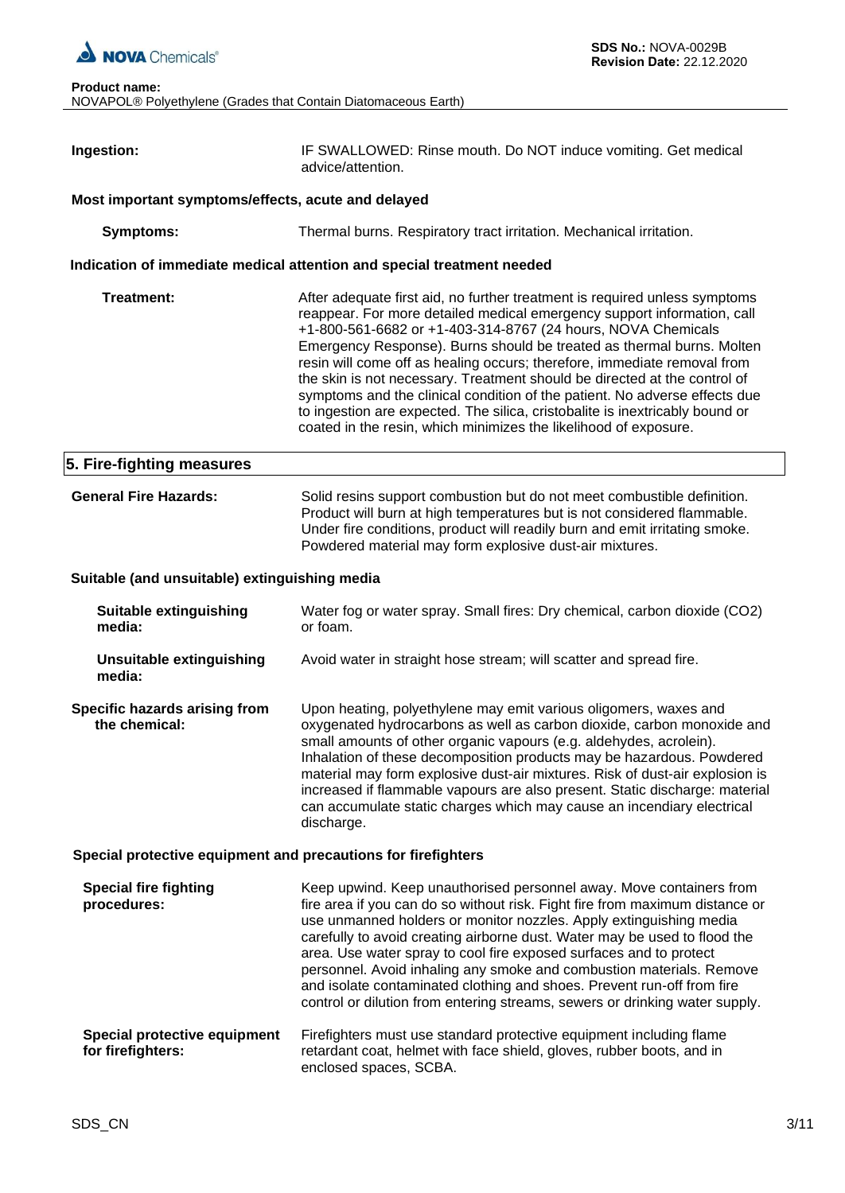**Ingestion:** IF SWALLOWED: Rinse mouth. Do NOT induce vomiting. Get medical advice/attention.

**Most important symptoms/effects, acute and delayed**

**Symptoms:** Thermal burns. Respiratory tract irritation. Mechanical irritation.

**Indication of immediate medical attention and special treatment needed**

**Treatment:** After adequate first aid, no further treatment is required unless symptoms reappear. For more detailed medical emergency support information, call +1-800-561-6682 or +1-403-314-8767 (24 hours, NOVA Chemicals Emergency Response). Burns should be treated as thermal burns. Molten resin will come off as healing occurs; therefore, immediate removal from the skin is not necessary. Treatment should be directed at the control of symptoms and the clinical condition of the patient. No adverse effects due to ingestion are expected. The silica, cristobalite is inextricably bound or coated in the resin, which minimizes the likelihood of exposure.

## 5. Fire-fighting measures

**General Fire Hazards:** Solid resins support combustion but do not meet combustible definition. Product will burn at high temperatures but is not considered flammable. Under fire conditions, product will readily burn and emit irritating smoke. Powdered material may form explosive dust-air mixtures.

**Suitable (and unsuitable) extinguishing media**

**Suitable extinguishing media:** Water fog or water spray. Small fires: Dry chemical, carbon dioxide ($CO_2$) or foam.

**Unsuitable extinguishing media:** Avoid water in straight hose stream; will scatter and spread fire.

**Specific hazards arising from the chemical:** Upon heating, polyethylene may emit various oligomers, waxes and oxygenated hydrocarbons as well as carbon dioxide, carbon monoxide and small amounts of other organic vapours (e.g. aldehydes, acrolein). Inhalation of these decomposition products may be hazardous. Powdered material may form explosive dust-air mixtures. Risk of dust-air explosion is increased if flammable vapours are also present. Static discharge: material can accumulate static charges which may cause an incendiary electrical discharge.

**Special protective equipment and precautions for firefighters**

**Special fire fighting procedures:** Keep upwind. Keep unauthorised personnel away. Move containers from fire area if you can do so without risk. Fight fire from maximum distance or use unmanned holders or monitor nozzles. Apply extinguishing media carefully to avoid creating airborne dust. Water may be used to flood the area. Use water spray to cool fire exposed surfaces and to protect personnel. Avoid inhaling any smoke and combustion materials. Remove and isolate contaminated clothing and shoes. Prevent run-off from fire control or dilution from entering streams, sewers or drinking water supply.

**Special protective equipment for firefighters:** Firefighters must use standard protective equipment including flame retardant coat, helmet with face shield, gloves, rubber boots, and in enclosed spaces, SCBA.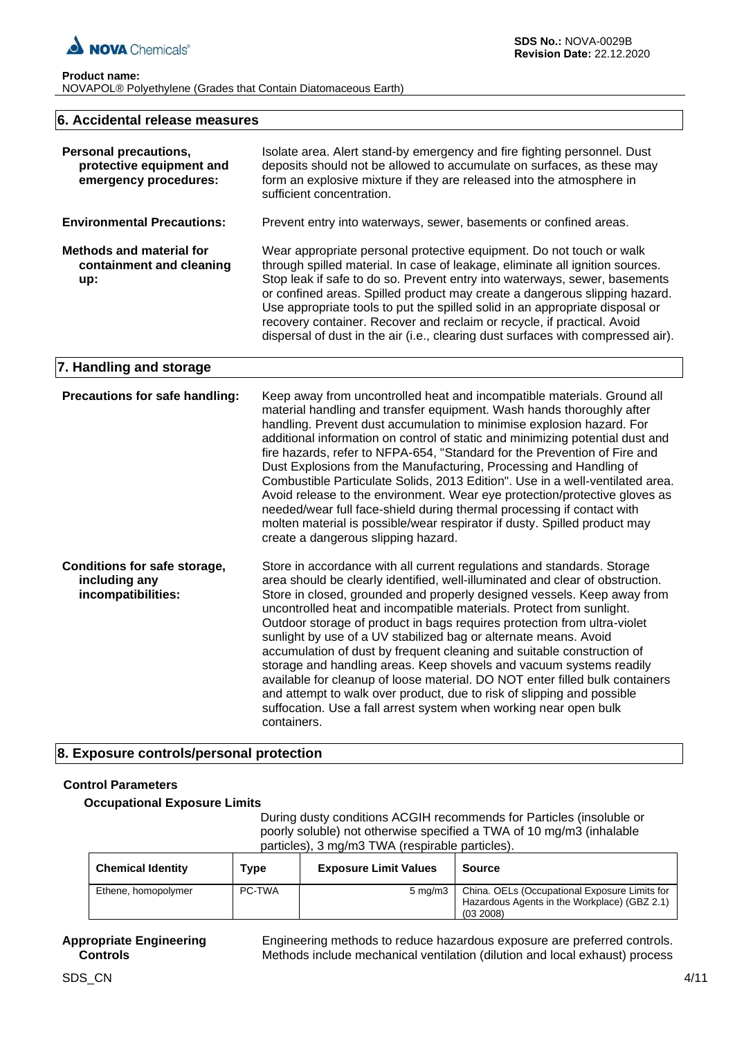## 6. Accidental release measures

**Personal precautions, protective equipment and emergency procedures:** Isolate area. Alert stand-by emergency and fire fighting personnel. Dust deposits should not be allowed to accumulate on surfaces, as these may form an explosive mixture if they are released into the atmosphere in sufficient concentration.

**Environmental Precautions:** Prevent entry into waterways, sewer, basements or confined areas.

**Methods and material for containment and cleaning up:** Wear appropriate personal protective equipment. Do not touch or walk through spilled material. In case of leakage, eliminate all ignition sources. Stop leak if safe to do so. Prevent entry into waterways, sewer, basements or confined areas. Spilled product may create a dangerous slipping hazard. Use appropriate tools to put the spilled solid in an appropriate disposal or recovery container. Recover and reclaim or recycle, if practical. Avoid dispersal of dust in the air (i.e., clearing dust surfaces with compressed air).

## 7. Handling and storage

**Precautions for safe handling:** Keep away from uncontrolled heat and incompatible materials. Ground all material handling and transfer equipment. Wash hands thoroughly after handling. Prevent dust accumulation to minimise explosion hazard. For additional information on control of static and minimizing potential dust and fire hazards, refer to NFPA-654, "Standard for the Prevention of Fire and Dust Explosions from the Manufacturing, Processing and Handling of Combustible Particulate Solids, 2013 Edition". Use in a well-ventilated area. Avoid release to the environment. Wear eye protection/protective gloves as needed/wear full face-shield during thermal processing if contact with molten material is possible/wear respirator if dusty. Spilled product may create a dangerous slipping hazard.

**Conditions for safe storage, including any incompatibilities:** Store in accordance with all current regulations and standards. Storage area should be clearly identified, well-illuminated and clear of obstruction. Store in closed, grounded and properly designed vessels. Keep away from uncontrolled heat and incompatible materials. Protect from sunlight. Outdoor storage of product in bags requires protection from ultra-violet sunlight by use of a UV stabilized bag or alternate means. Avoid accumulation of dust by frequent cleaning and suitable construction of storage and handling areas. Keep shovels and vacuum systems readily available for cleanup of loose material. DO NOT enter filled bulk containers and attempt to walk over product, due to risk of slipping and possible suffocation. Use a fall arrest system when working near open bulk containers.

## 8. Exposure controls/personal protection

### Control Parameters

#### Occupational Exposure Limits

During dusty conditions ACGIH recommends for Particles (insoluble or poorly soluble) not otherwise specified a TWA of 10 mg/m3 (inhalable particles), 3 mg/m3 TWA (respirable particles).

| Chemical Identity | Type | Exposure Limit Values | Source |
|---|---|---|---|
| Ethene, homopolymer | PC-TWA | 5 mg/m3 | China. OELs (Occupational Exposure Limits for Hazardous Agents in the Workplace) (GBZ 2.1) (03 2008) |

**Appropriate Engineering Controls** Engineering methods to reduce hazardous exposure are preferred controls. Methods include mechanical ventilation (dilution and local exhaust) process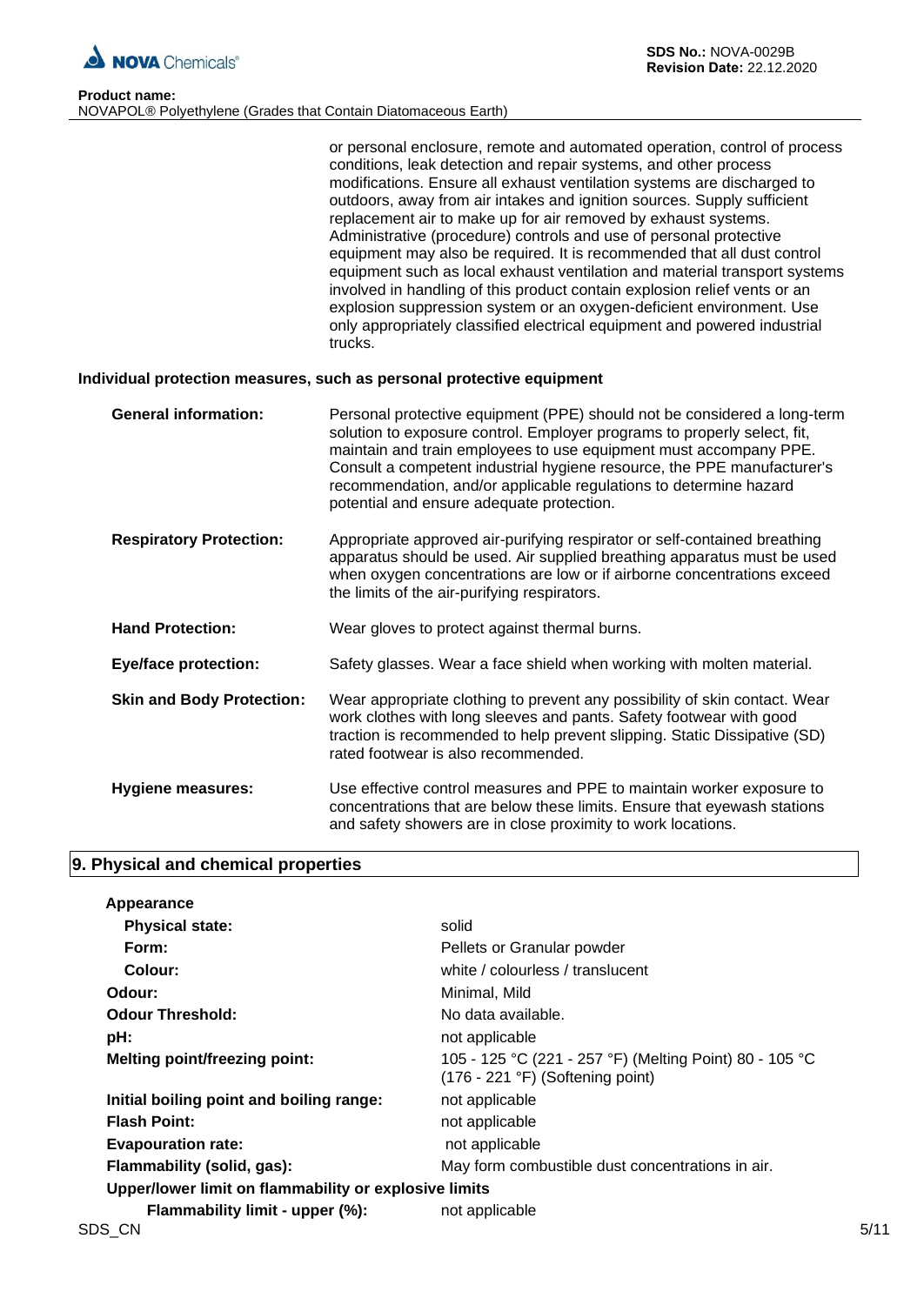or personal enclosure, remote and automated operation, control of process conditions, leak detection and repair systems, and other process modifications. Ensure all exhaust ventilation systems are discharged to outdoors, away from air intakes and ignition sources. Supply sufficient replacement air to make up for air removed by exhaust systems. Administrative (procedure) controls and use of personal protective equipment may also be required. It is recommended that all dust control equipment such as local exhaust ventilation and material transport systems involved in handling of this product contain explosion relief vents or an explosion suppression system or an oxygen-deficient environment. Use only appropriately classified electrical equipment and powered industrial trucks.

**Individual protection measures, such as personal protective equipment**

**General information:** Personal protective equipment (PPE) should not be considered a long-term solution to exposure control. Employer programs to properly select, fit, maintain and train employees to use equipment must accompany PPE. Consult a competent industrial hygiene resource, the PPE manufacturer's recommendation, and/or applicable regulations to determine hazard potential and ensure adequate protection.

**Respiratory Protection:** Appropriate approved air-purifying respirator or self-contained breathing apparatus should be used. Air supplied breathing apparatus must be used when oxygen concentrations are low or if airborne concentrations exceed the limits of the air-purifying respirators.

**Hand Protection:** Wear gloves to protect against thermal burns.

**Eye/face protection:** Safety glasses. Wear a face shield when working with molten material.

**Skin and Body Protection:** Wear appropriate clothing to prevent any possibility of skin contact. Wear work clothes with long sleeves and pants. Safety footwear with good traction is recommended to help prevent slipping. Static Dissipative (SD) rated footwear is also recommended.

**Hygiene measures:** Use effective control measures and PPE to maintain worker exposure to concentrations that are below these limits. Ensure that eyewash stations and safety showers are in close proximity to work locations.

## 9. Physical and chemical properties

**Appearance**

| Property | Value |
|---|---|
| **Physical state:** | solid |
| **Form:** | Pellets or Granular powder |
| **Colour:** | white / colourless / translucent |
| **Odour:** | Minimal, Mild |
| **Odour Threshold:** | No data available. |
| **pH:** | not applicable |
| **Melting point/freezing point:** | 105 - 125 °C (221 - 257 °F) (Melting Point) 80 - 105 °C (176 - 221 °F) (Softening point) |
| **Initial boiling point and boiling range:** | not applicable |
| **Flash Point:** | not applicable |
| **Evapouration rate:** | not applicable |
| **Flammability (solid, gas):** | May form combustible dust concentrations in air. |

**Upper/lower limit on flammability or explosive limits**

| Property | Value |
|---|---|
| **Flammability limit - upper (%):** | not applicable |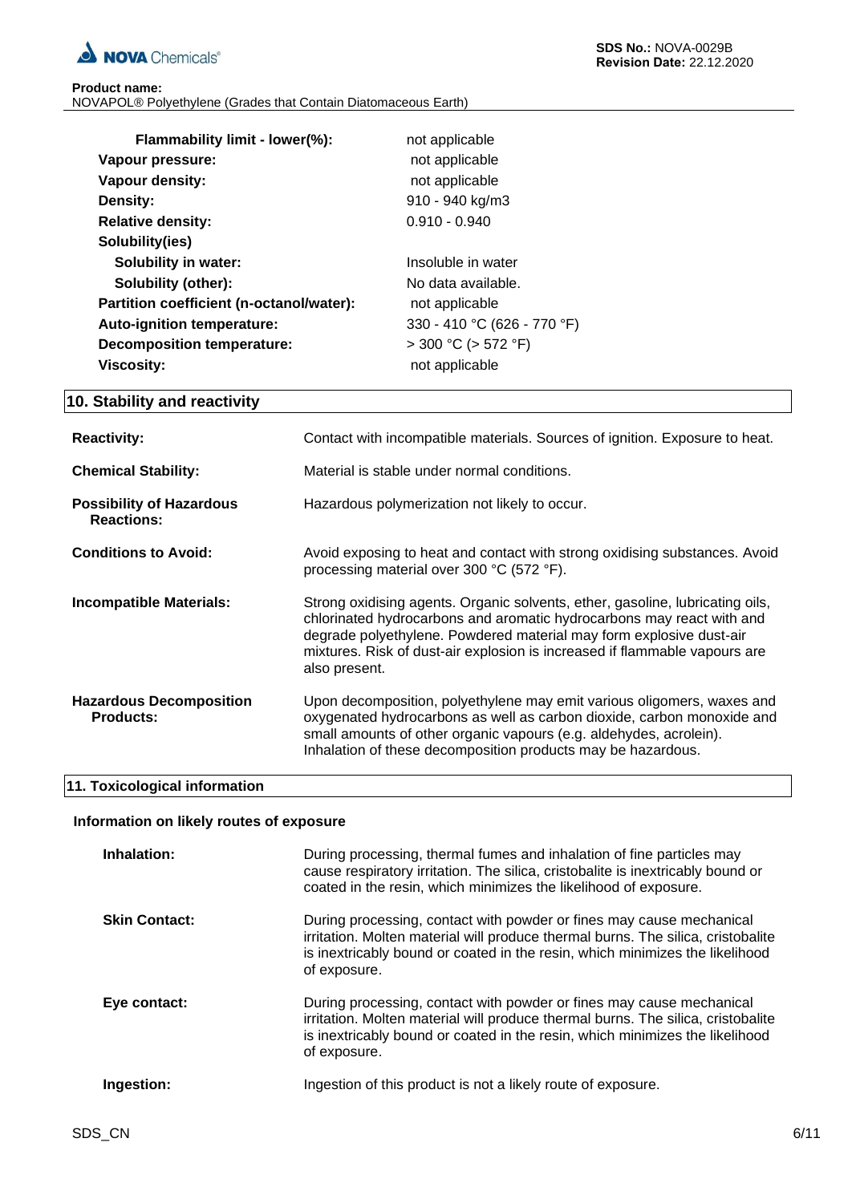| | |
|---|---|
| **Flammability limit - lower(%):** | not applicable |
| **Vapour pressure:** | not applicable |
| **Vapour density:** | not applicable |
| **Density:** | 910 - 940 kg/m3 |
| **Relative density:** | 0.910 - 0.940 |
| **Solubility(ies)** | |
| **Solubility in water:** | Insoluble in water |
| **Solubility (other):** | No data available. |
| **Partition coefficient (n-octanol/water):** | not applicable |
| **Auto-ignition temperature:** | 330 - 410 °C (626 - 770 °F) |
| **Decomposition temperature:** | > 300 °C (> 572 °F) |
| **Viscosity:** | not applicable |

## 10. Stability and reactivity

| | |
|---|---|
| **Reactivity:** | Contact with incompatible materials. Sources of ignition. Exposure to heat. |
| **Chemical Stability:** | Material is stable under normal conditions. |
| **Possibility of Hazardous Reactions:** | Hazardous polymerization not likely to occur. |
| **Conditions to Avoid:** | Avoid exposing to heat and contact with strong oxidising substances. Avoid processing material over 300 °C (572 °F). |
| **Incompatible Materials:** | Strong oxidising agents. Organic solvents, ether, gasoline, lubricating oils, chlorinated hydrocarbons and aromatic hydrocarbons may react with and degrade polyethylene. Powdered material may form explosive dust-air mixtures. Risk of dust-air explosion is increased if flammable vapours are also present. |
| **Hazardous Decomposition Products:** | Upon decomposition, polyethylene may emit various oligomers, waxes and oxygenated hydrocarbons as well as carbon dioxide, carbon monoxide and small amounts of other organic vapours (e.g. aldehydes, acrolein). Inhalation of these decomposition products may be hazardous. |

## 11. Toxicological information

### Information on likely routes of exposure

| | |
|---|---|
| **Inhalation:** | During processing, thermal fumes and inhalation of fine particles may cause respiratory irritation. The silica, cristobalite is inextricably bound or coated in the resin, which minimizes the likelihood of exposure. |
| **Skin Contact:** | During processing, contact with powder or fines may cause mechanical irritation. Molten material will produce thermal burns. The silica, cristobalite is inextricably bound or coated in the resin, which minimizes the likelihood of exposure. |
| **Eye contact:** | During processing, contact with powder or fines may cause mechanical irritation. Molten material will produce thermal burns. The silica, cristobalite is inextricably bound or coated in the resin, which minimizes the likelihood of exposure. |
| **Ingestion:** | Ingestion of this product is not a likely route of exposure. |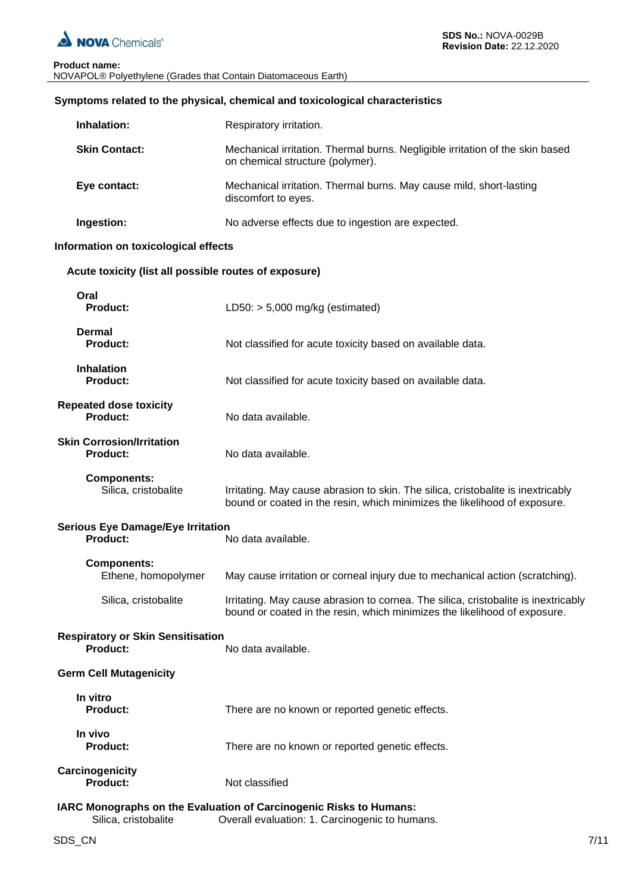### Symptoms related to the physical, chemical and toxicological characteristics

**Inhalation:** Respiratory irritation.

**Skin Contact:** Mechanical irritation. Thermal burns. Negligible irritation of the skin based on chemical structure (polymer).

**Eye contact:** Mechanical irritation. Thermal burns. May cause mild, short-lasting discomfort to eyes.

**Ingestion:** No adverse effects due to ingestion are expected.

### Information on toxicological effects

#### Acute toxicity (list all possible routes of exposure)

**Oral**
**Product:** LD50: > 5,000 mg/kg (estimated)

**Dermal**
**Product:** Not classified for acute toxicity based on available data.

**Inhalation**
**Product:** Not classified for acute toxicity based on available data.

**Repeated dose toxicity**
**Product:** No data available.

**Skin Corrosion/Irritation**
**Product:** No data available.

**Components:**
Silica, cristobalite: Irritating. May cause abrasion to skin. The silica, cristobalite is inextricably bound or coated in the resin, which minimizes the likelihood of exposure.

**Serious Eye Damage/Eye Irritation**
**Product:** No data available.

**Components:**
Ethene, homopolymer: May cause irritation or corneal injury due to mechanical action (scratching).

Silica, cristobalite: Irritating. May cause abrasion to cornea. The silica, cristobalite is inextricably bound or coated in the resin, which minimizes the likelihood of exposure.

**Respiratory or Skin Sensitisation**
**Product:** No data available.

**Germ Cell Mutagenicity**

**In vitro**
**Product:** There are no known or reported genetic effects.

**In vivo**
**Product:** There are no known or reported genetic effects.

**Carcinogenicity**
**Product:** Not classified

**IARC Monographs on the Evaluation of Carcinogenic Risks to Humans:**
Silica, cristobalite: Overall evaluation: 1. Carcinogenic to humans.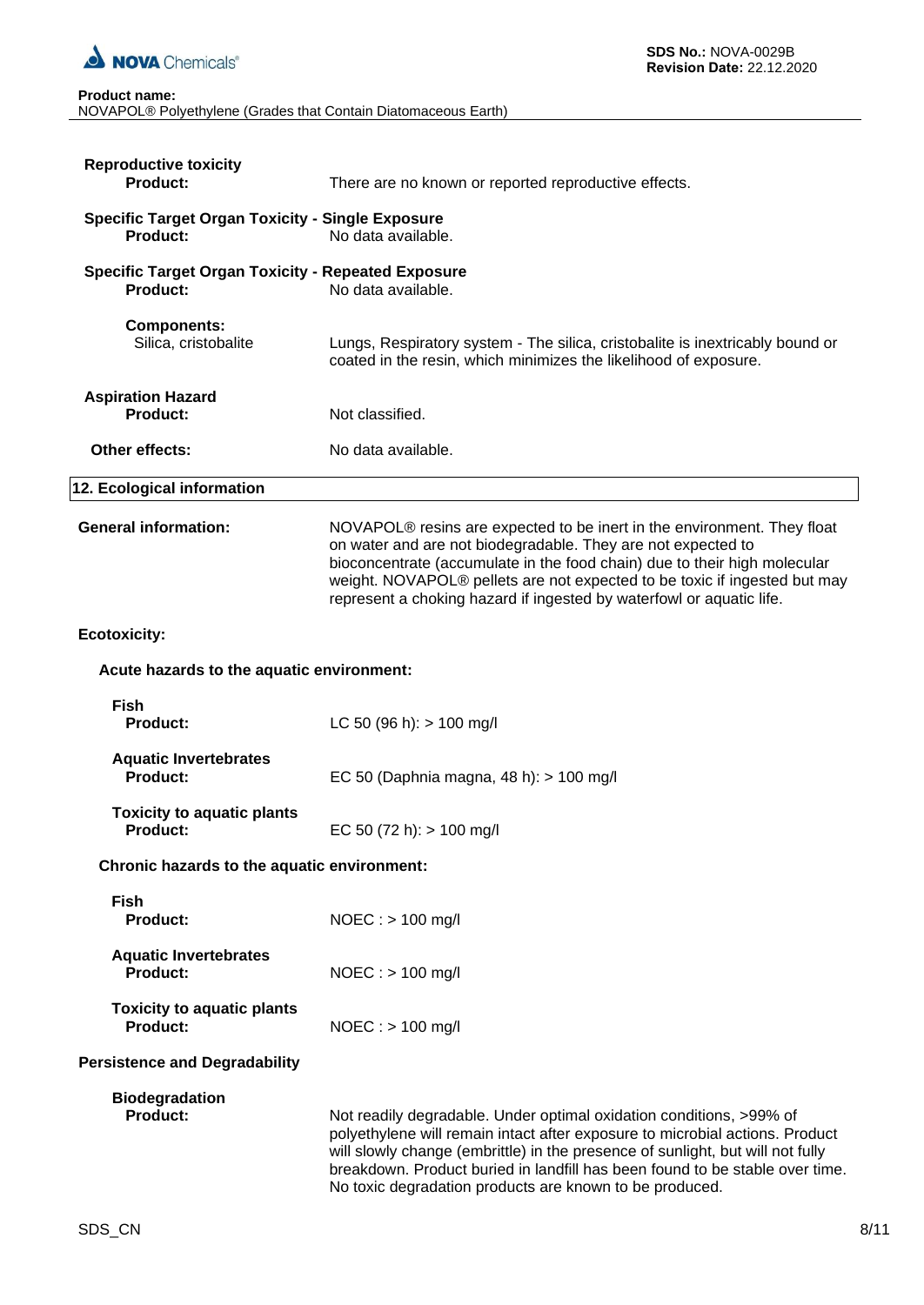**Reproductive toxicity**

**Product:** There are no known or reported reproductive effects.

**Specific Target Organ Toxicity - Single Exposure**

**Product:** No data available.

**Specific Target Organ Toxicity - Repeated Exposure**

**Product:** No data available.

**Components:**

Silica, cristobalite: Lungs, Respiratory system - The silica, cristobalite is inextricably bound or coated in the resin, which minimizes the likelihood of exposure.

**Aspiration Hazard**

**Product:** Not classified.

**Other effects:** No data available.

## 12. Ecological information

**General information:** NOVAPOL® resins are expected to be inert in the environment. They float on water and are not biodegradable. They are not expected to bioconcentrate (accumulate in the food chain) due to their high molecular weight. NOVAPOL® pellets are not expected to be toxic if ingested but may represent a choking hazard if ingested by waterfowl or aquatic life.

**Ecotoxicity:**

**Acute hazards to the aquatic environment:**

**Fish**

**Product:** LC 50 (96 h): > 100 mg/l

**Aquatic Invertebrates**

**Product:** EC 50 (Daphnia magna, 48 h): > 100 mg/l

**Toxicity to aquatic plants**

**Product:** EC 50 (72 h): > 100 mg/l

**Chronic hazards to the aquatic environment:**

**Fish**

**Product:** NOEC : > 100 mg/l

**Aquatic Invertebrates**

**Product:** NOEC : > 100 mg/l

**Toxicity to aquatic plants**

**Product:** NOEC : > 100 mg/l

**Persistence and Degradability**

**Biodegradation**

**Product:** Not readily degradable. Under optimal oxidation conditions, >99% of polyethylene will remain intact after exposure to microbial actions. Product will slowly change (embrittle) in the presence of sunlight, but will not fully breakdown. Product buried in landfill has been found to be stable over time. No toxic degradation products are known to be produced.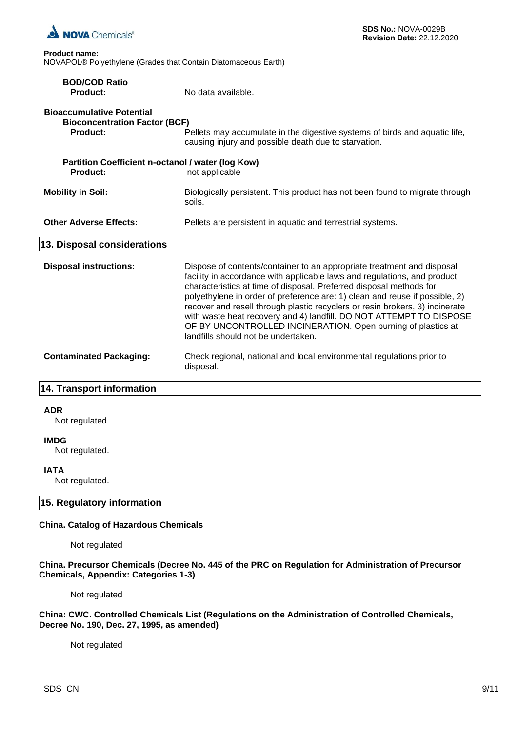**BOD/COD Ratio**

**Product:** No data available.

**Bioaccumulative Potential**

**Bioconcentration Factor (BCF)**

**Product:** Pellets may accumulate in the digestive systems of birds and aquatic life, causing injury and possible death due to starvation.

**Partition Coefficient n-octanol / water (log Kow)**

**Product:** not applicable

**Mobility in Soil:** Biologically persistent. This product has not been found to migrate through soils.

**Other Adverse Effects:** Pellets are persistent in aquatic and terrestrial systems.

## 13. Disposal considerations

**Disposal instructions:** Dispose of contents/container to an appropriate treatment and disposal facility in accordance with applicable laws and regulations, and product characteristics at time of disposal. Preferred disposal methods for polyethylene in order of preference are: 1) clean and reuse if possible, 2) recover and resell through plastic recyclers or resin brokers, 3) incinerate with waste heat recovery and 4) landfill. DO NOT ATTEMPT TO DISPOSE OF BY UNCONTROLLED INCINERATION. Open burning of plastics at landfills should not be undertaken.

**Contaminated Packaging:** Check regional, national and local environmental regulations prior to disposal.

## 14. Transport information

**ADR**

Not regulated.

**IMDG**

Not regulated.

**IATA**

Not regulated.

## 15. Regulatory information

**China. Catalog of Hazardous Chemicals**

Not regulated

**China. Precursor Chemicals (Decree No. 445 of the PRC on Regulation for Administration of Precursor Chemicals, Appendix: Categories 1-3)**

Not regulated

**China: CWC. Controlled Chemicals List (Regulations on the Administration of Controlled Chemicals, Decree No. 190, Dec. 27, 1995, as amended)**

Not regulated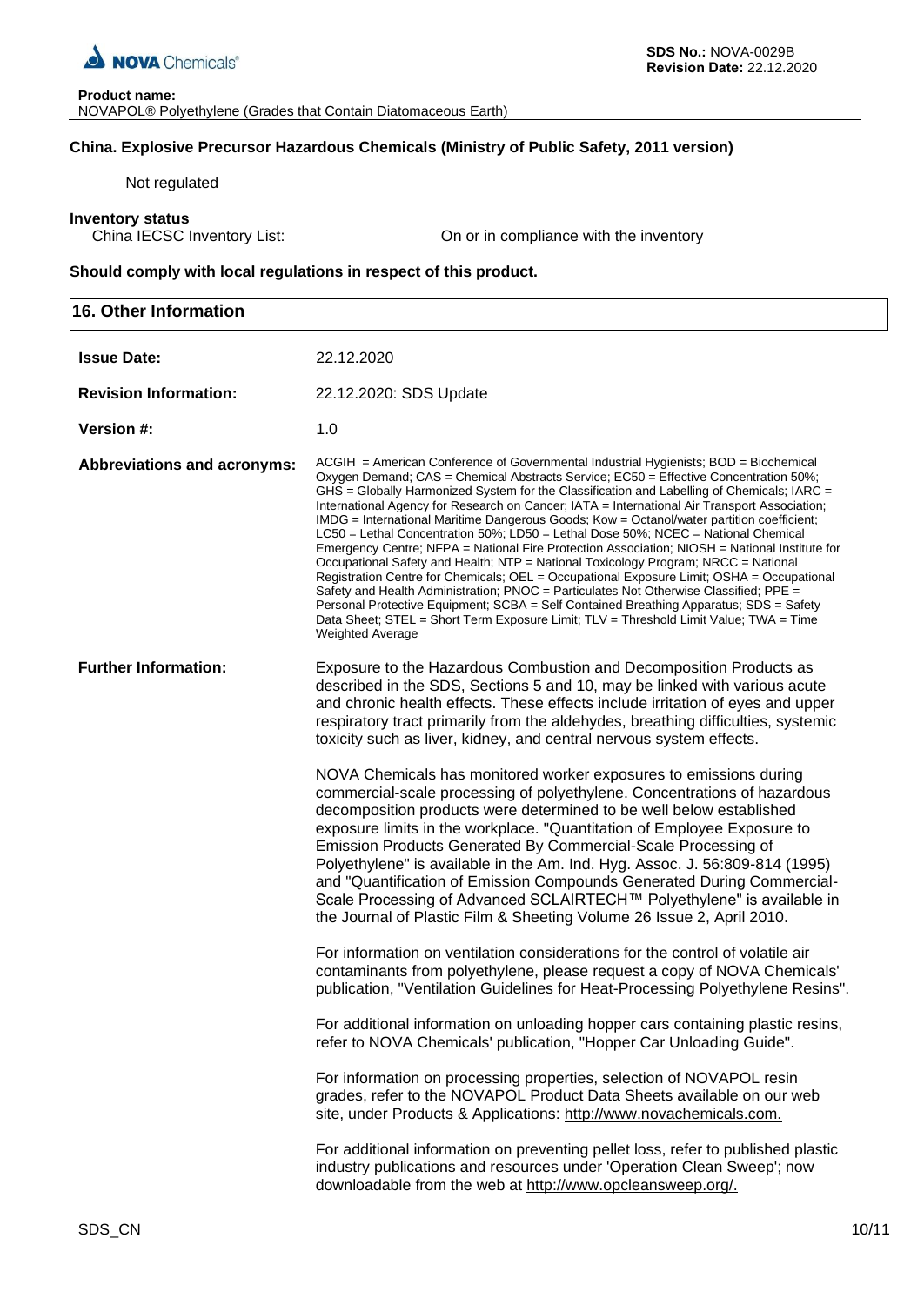**China. Explosive Precursor Hazardous Chemicals (Ministry of Public Safety, 2011 version)**

Not regulated

**Inventory status**

China IECSC Inventory List: On or in compliance with the inventory

**Should comply with local regulations in respect of this product.**

## 16. Other Information

**Issue Date:** 22.12.2020

**Revision Information:** 22.12.2020: SDS Update

**Version #:** 1.0

**Abbreviations and acronyms:** ACGIH = American Conference of Governmental Industrial Hygienists; BOD = Biochemical Oxygen Demand; CAS = Chemical Abstracts Service; EC50 = Effective Concentration 50%; GHS = Globally Harmonized System for the Classification and Labelling of Chemicals; IARC = International Agency for Research on Cancer; IATA = International Air Transport Association; IMDG = International Maritime Dangerous Goods; Kow = Octanol/water partition coefficient; LC50 = Lethal Concentration 50%; LD50 = Lethal Dose 50%; NCEC = National Chemical Emergency Centre; NFPA = National Fire Protection Association; NIOSH = National Institute for Occupational Safety and Health; NTP = National Toxicology Program; NRCC = National Registration Centre for Chemicals; OEL = Occupational Exposure Limit; OSHA = Occupational Safety and Health Administration; PNOC = Particulates Not Otherwise Classified; PPE = Personal Protective Equipment; SCBA = Self Contained Breathing Apparatus; SDS = Safety Data Sheet; STEL = Short Term Exposure Limit; TLV = Threshold Limit Value; TWA = Time Weighted Average

**Further Information:** Exposure to the Hazardous Combustion and Decomposition Products as described in the SDS, Sections 5 and 10, may be linked with various acute and chronic health effects. These effects include irritation of eyes and upper respiratory tract primarily from the aldehydes, breathing difficulties, systemic toxicity such as liver, kidney, and central nervous system effects.

NOVA Chemicals has monitored worker exposures to emissions during commercial-scale processing of polyethylene. Concentrations of hazardous decomposition products were determined to be well below established exposure limits in the workplace. "Quantitation of Employee Exposure to Emission Products Generated By Commercial-Scale Processing of Polyethylene" is available in the Am. Ind. Hyg. Assoc. J. 56:809-814 (1995) and "Quantification of Emission Compounds Generated During Commercial-Scale Processing of Advanced SCLAIRTECH™ Polyethylene" is available in the Journal of Plastic Film & Sheeting Volume 26 Issue 2, April 2010.

For information on ventilation considerations for the control of volatile air contaminants from polyethylene, please request a copy of NOVA Chemicals' publication, "Ventilation Guidelines for Heat-Processing Polyethylene Resins".

For additional information on unloading hopper cars containing plastic resins, refer to NOVA Chemicals' publication, "Hopper Car Unloading Guide".

For information on processing properties, selection of NOVAPOL resin grades, refer to the NOVAPOL Product Data Sheets available on our web site, under Products & Applications: http://www.novachemicals.com.

For additional information on preventing pellet loss, refer to published plastic industry publications and resources under 'Operation Clean Sweep'; now downloadable from the web at http://www.opcleansweep.org/.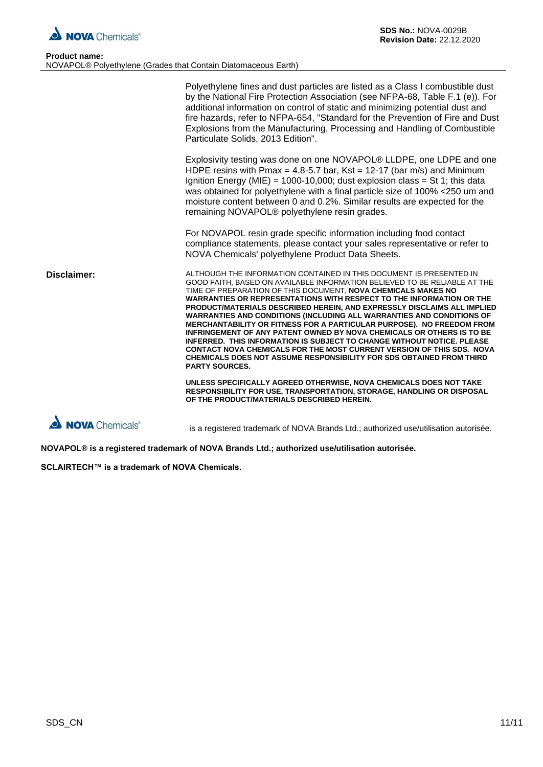Polyethylene fines and dust particles are listed as a Class I combustible dust by the National Fire Protection Association (see NFPA-68, Table F.1 (e)). For additional information on control of static and minimizing potential dust and fire hazards, refer to NFPA-654, "Standard for the Prevention of Fire and Dust Explosions from the Manufacturing, Processing and Handling of Combustible Particulate Solids, 2013 Edition".

Explosivity testing was done on one NOVAPOL® LLDPE, one LDPE and one HDPE resins with Pmax = 4.8-5.7 bar, Kst = 12-17 (bar m/s) and Minimum Ignition Energy (MIE) = 1000-10,000; dust explosion class = St 1; this data was obtained for polyethylene with a final particle size of 100% <250 um and moisture content between 0 and 0.2%. Similar results are expected for the remaining NOVAPOL® polyethylene resin grades.

For NOVAPOL resin grade specific information including food contact compliance statements, please contact your sales representative or refer to NOVA Chemicals' polyethylene Product Data Sheets.

**Disclaimer:**

ALTHOUGH THE INFORMATION CONTAINED IN THIS DOCUMENT IS PRESENTED IN GOOD FAITH, BASED ON AVAILABLE INFORMATION BELIEVED TO BE RELIABLE AT THE TIME OF PREPARATION OF THIS DOCUMENT, **NOVA CHEMICALS MAKES NO WARRANTIES OR REPRESENTATIONS WITH RESPECT TO THE INFORMATION OR THE PRODUCT/MATERIALS DESCRIBED HEREIN, AND EXPRESSLY DISCLAIMS ALL IMPLIED WARRANTIES AND CONDITIONS (INCLUDING ALL WARRANTIES AND CONDITIONS OF MERCHANTABILITY OR FITNESS FOR A PARTICULAR PURPOSE). NO FREEDOM FROM INFRINGEMENT OF ANY PATENT OWNED BY NOVA CHEMICALS OR OTHERS IS TO BE INFERRED. THIS INFORMATION IS SUBJECT TO CHANGE WITHOUT NOTICE. PLEASE CONTACT NOVA CHEMICALS FOR THE MOST CURRENT VERSION OF THIS SDS. NOVA CHEMICALS DOES NOT ASSUME RESPONSIBILITY FOR SDS OBTAINED FROM THIRD PARTY SOURCES.**

**UNLESS SPECIFICALLY AGREED OTHERWISE, NOVA CHEMICALS DOES NOT TAKE RESPONSIBILITY FOR USE, TRANSPORTATION, STORAGE, HANDLING OR DISPOSAL OF THE PRODUCT/MATERIALS DESCRIBED HEREIN.**

NOVA Chemicals® is a registered trademark of NOVA Brands Ltd.; authorized use/utilisation autorisée.

**NOVAPOL® is a registered trademark of NOVA Brands Ltd.; authorized use/utilisation autorisée.**

**SCLAIRTECH™ is a trademark of NOVA Chemicals.**